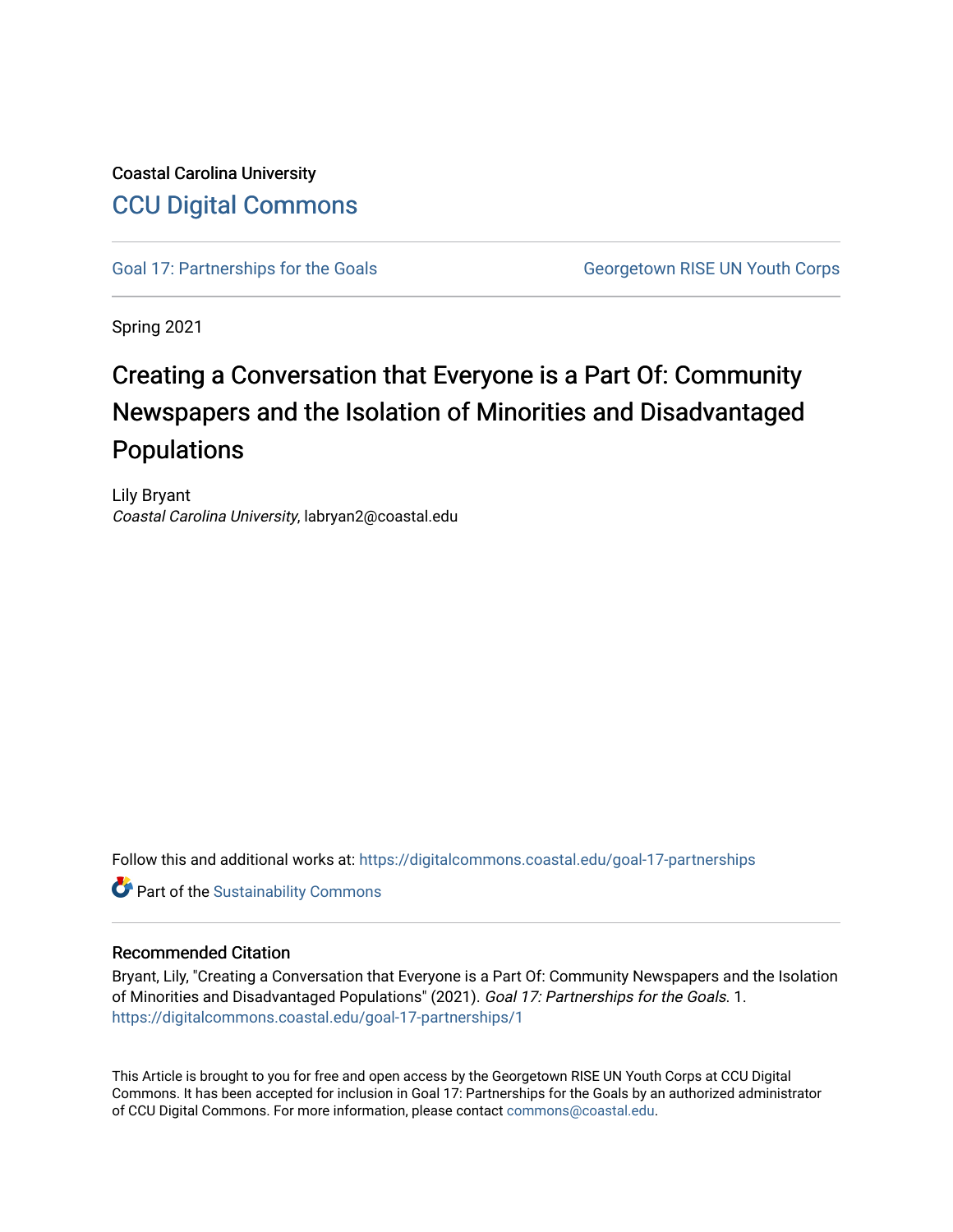Coastal Carolina University

CCU Digital Commons

Goal 17: Partnerships for the Goals | Georgetown RISE UN Youth Corps

Spring 2021

# Creating a Conversation that Everyone is a Part Of: Community Newspapers and the Isolation of Minorities and Disadvantaged Populations

Lily Bryant
*Coastal Carolina University*, labryan2@coastal.edu

Follow this and additional works at: https://digitalcommons.coastal.edu/goal-17-partnerships

Part of the Sustainability Commons

## Recommended Citation

Bryant, Lily, "Creating a Conversation that Everyone is a Part Of: Community Newspapers and the Isolation of Minorities and Disadvantaged Populations" (2021). *Goal 17: Partnerships for the Goals*. 1.
https://digitalcommons.coastal.edu/goal-17-partnerships/1

This Article is brought to you for free and open access by the Georgetown RISE UN Youth Corps at CCU Digital Commons. It has been accepted for inclusion in Goal 17: Partnerships for the Goals by an authorized administrator of CCU Digital Commons. For more information, please contact commons@coastal.edu.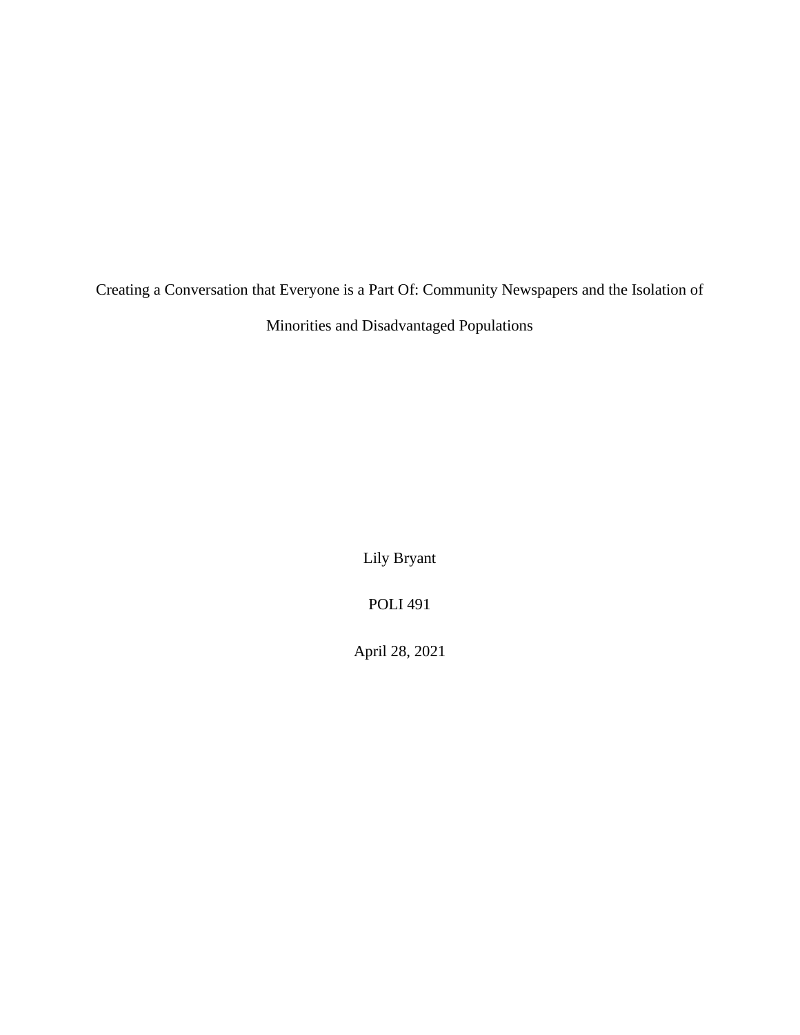# Creating a Conversation that Everyone is a Part Of: Community Newspapers and the Isolation of Minorities and Disadvantaged Populations

Lily Bryant

POLI 491

April 28, 2021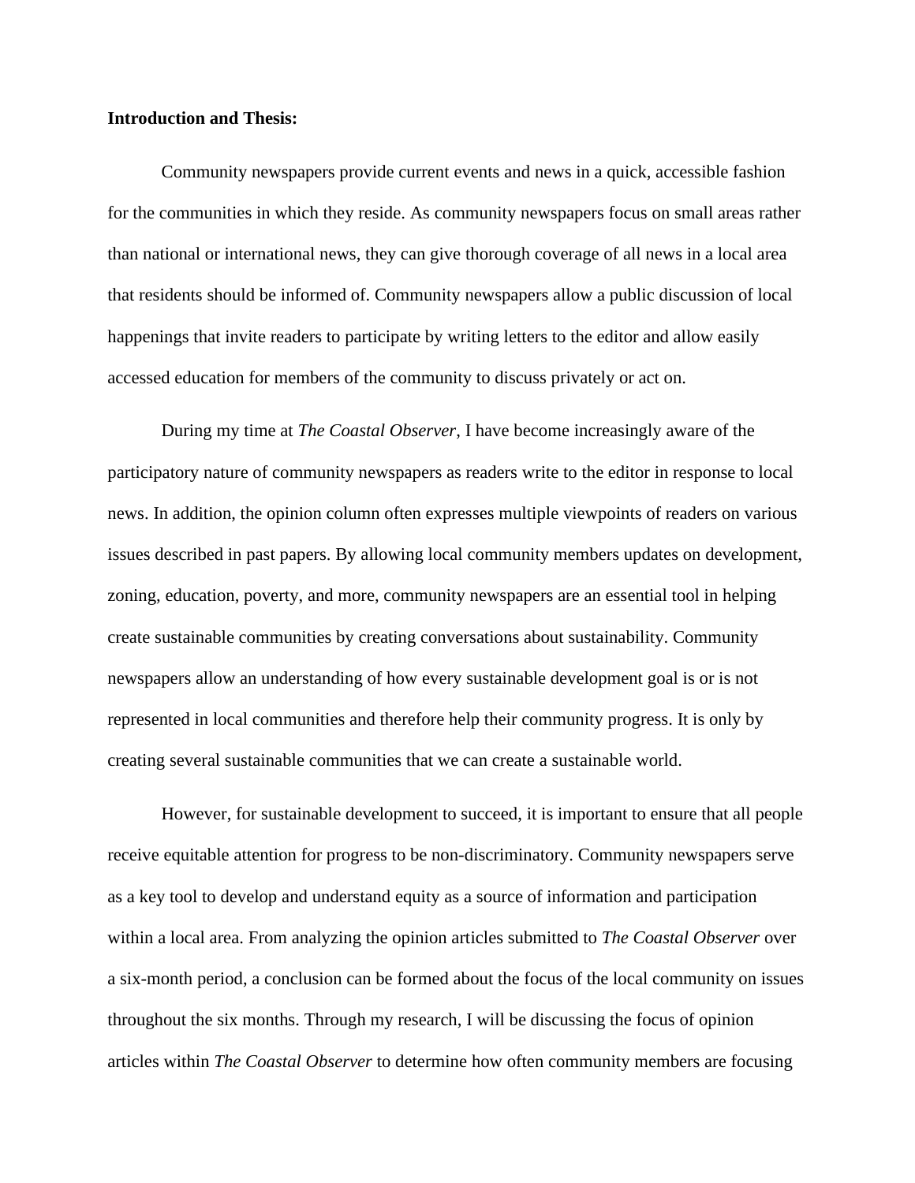**Introduction and Thesis:**

Community newspapers provide current events and news in a quick, accessible fashion for the communities in which they reside. As community newspapers focus on small areas rather than national or international news, they can give thorough coverage of all news in a local area that residents should be informed of. Community newspapers allow a public discussion of local happenings that invite readers to participate by writing letters to the editor and allow easily accessed education for members of the community to discuss privately or act on.

During my time at *The Coastal Observer*, I have become increasingly aware of the participatory nature of community newspapers as readers write to the editor in response to local news. In addition, the opinion column often expresses multiple viewpoints of readers on various issues described in past papers. By allowing local community members updates on development, zoning, education, poverty, and more, community newspapers are an essential tool in helping create sustainable communities by creating conversations about sustainability. Community newspapers allow an understanding of how every sustainable development goal is or is not represented in local communities and therefore help their community progress. It is only by creating several sustainable communities that we can create a sustainable world.

However, for sustainable development to succeed, it is important to ensure that all people receive equitable attention for progress to be non-discriminatory. Community newspapers serve as a key tool to develop and understand equity as a source of information and participation within a local area. From analyzing the opinion articles submitted to *The Coastal Observer* over a six-month period, a conclusion can be formed about the focus of the local community on issues throughout the six months. Through my research, I will be discussing the focus of opinion articles within *The Coastal Observer* to determine how often community members are focusing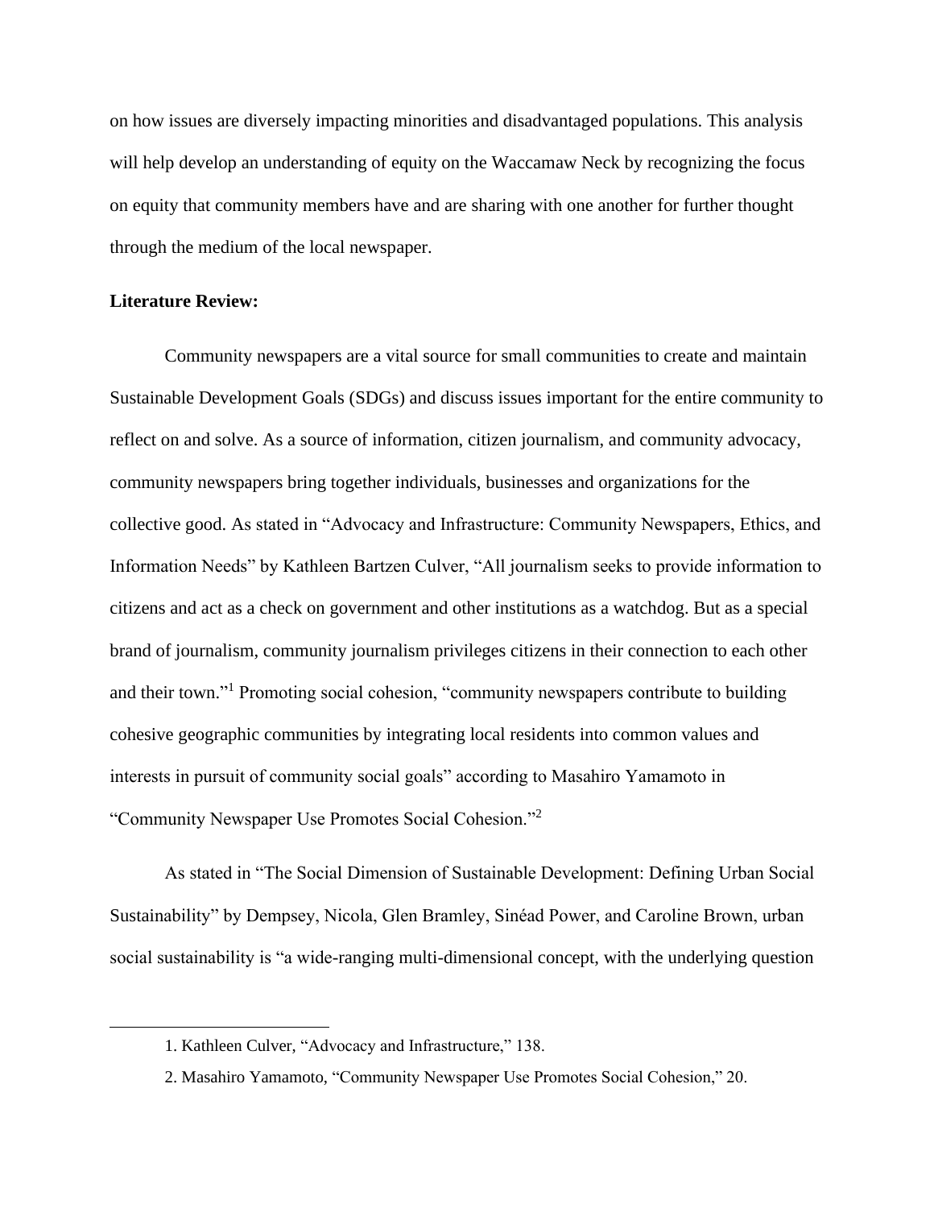on how issues are diversely impacting minorities and disadvantaged populations. This analysis will help develop an understanding of equity on the Waccamaw Neck by recognizing the focus on equity that community members have and are sharing with one another for further thought through the medium of the local newspaper.

**Literature Review:**

Community newspapers are a vital source for small communities to create and maintain Sustainable Development Goals (SDGs) and discuss issues important for the entire community to reflect on and solve. As a source of information, citizen journalism, and community advocacy, community newspapers bring together individuals, businesses and organizations for the collective good. As stated in "Advocacy and Infrastructure: Community Newspapers, Ethics, and Information Needs" by Kathleen Bartzen Culver, "All journalism seeks to provide information to citizens and act as a check on government and other institutions as a watchdog. But as a special brand of journalism, community journalism privileges citizens in their connection to each other and their town."[1] Promoting social cohesion, "community newspapers contribute to building cohesive geographic communities by integrating local residents into common values and interests in pursuit of community social goals" according to Masahiro Yamamoto in "Community Newspaper Use Promotes Social Cohesion."[2]

As stated in "The Social Dimension of Sustainable Development: Defining Urban Social Sustainability" by Dempsey, Nicola, Glen Bramley, Sinéad Power, and Caroline Brown, urban social sustainability is "a wide-ranging multi-dimensional concept, with the underlying question

---

1. Kathleen Culver, "Advocacy and Infrastructure," 138.

2. Masahiro Yamamoto, "Community Newspaper Use Promotes Social Cohesion," 20.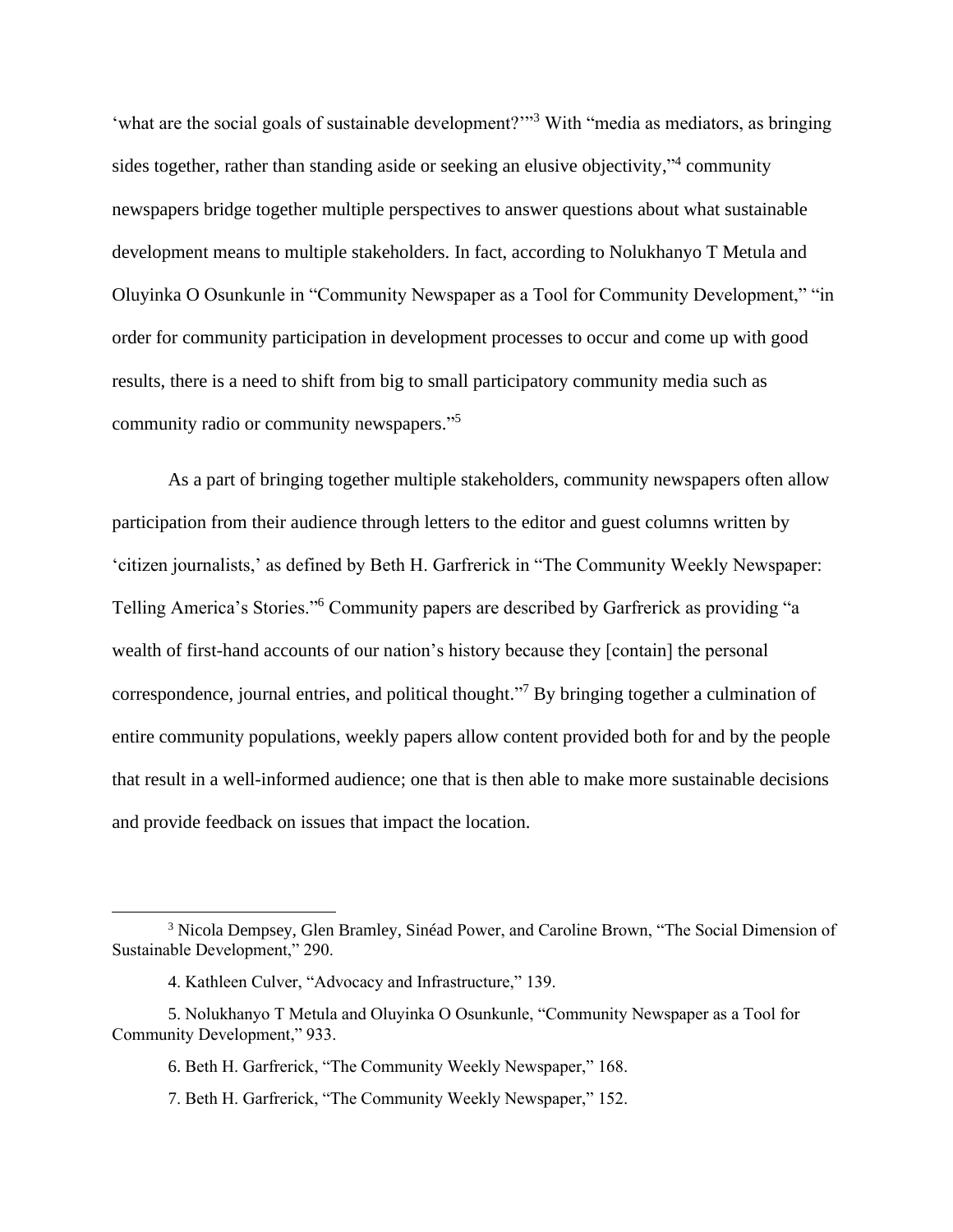'what are the social goals of sustainable development?'"[3] With "media as mediators, as bringing sides together, rather than standing aside or seeking an elusive objectivity,"[4] community newspapers bridge together multiple perspectives to answer questions about what sustainable development means to multiple stakeholders. In fact, according to Nolukhanyo T Metula and Oluyinka O Osunkunle in "Community Newspaper as a Tool for Community Development," "in order for community participation in development processes to occur and come up with good results, there is a need to shift from big to small participatory community media such as community radio or community newspapers."[5]

As a part of bringing together multiple stakeholders, community newspapers often allow participation from their audience through letters to the editor and guest columns written by 'citizen journalists,' as defined by Beth H. Garfrerick in "The Community Weekly Newspaper: Telling America's Stories."[6] Community papers are described by Garfrerick as providing "a wealth of first-hand accounts of our nation's history because they [contain] the personal correspondence, journal entries, and political thought."[7] By bringing together a culmination of entire community populations, weekly papers allow content provided both for and by the people that result in a well-informed audience; one that is then able to make more sustainable decisions and provide feedback on issues that impact the location.

---

[3] Nicola Dempsey, Glen Bramley, Sinéad Power, and Caroline Brown, "The Social Dimension of Sustainable Development," 290.

4. Kathleen Culver, "Advocacy and Infrastructure," 139.

5. Nolukhanyo T Metula and Oluyinka O Osunkunle, "Community Newspaper as a Tool for Community Development," 933.

6. Beth H. Garfrerick, "The Community Weekly Newspaper," 168.

7. Beth H. Garfrerick, "The Community Weekly Newspaper," 152.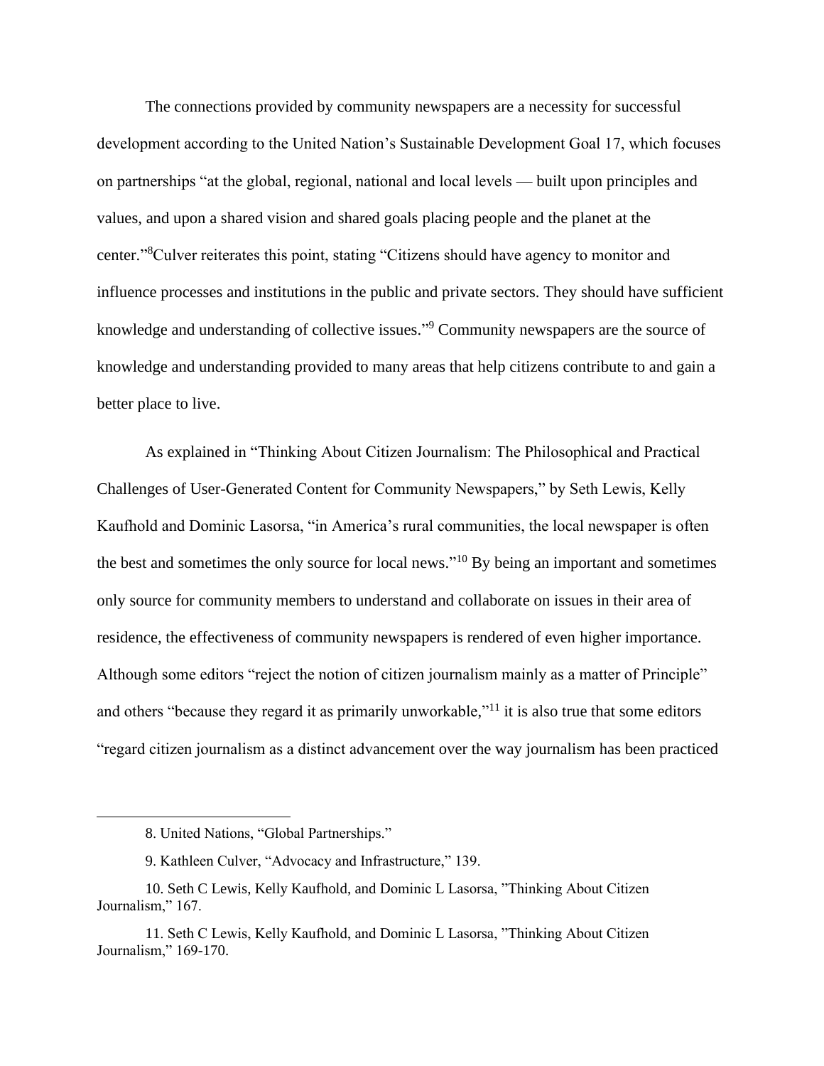The connections provided by community newspapers are a necessity for successful development according to the United Nation's Sustainable Development Goal 17, which focuses on partnerships "at the global, regional, national and local levels — built upon principles and values, and upon a shared vision and shared goals placing people and the planet at the center."[8]Culver reiterates this point, stating "Citizens should have agency to monitor and influence processes and institutions in the public and private sectors. They should have sufficient knowledge and understanding of collective issues."[9] Community newspapers are the source of knowledge and understanding provided to many areas that help citizens contribute to and gain a better place to live.

As explained in "Thinking About Citizen Journalism: The Philosophical and Practical Challenges of User-Generated Content for Community Newspapers," by Seth Lewis, Kelly Kaufhold and Dominic Lasorsa, "in America's rural communities, the local newspaper is often the best and sometimes the only source for local news."[10] By being an important and sometimes only source for community members to understand and collaborate on issues in their area of residence, the effectiveness of community newspapers is rendered of even higher importance. Although some editors "reject the notion of citizen journalism mainly as a matter of Principle" and others "because they regard it as primarily unworkable,"[11] it is also true that some editors "regard citizen journalism as a distinct advancement over the way journalism has been practiced

---

8. United Nations, "Global Partnerships."

9. Kathleen Culver, "Advocacy and Infrastructure," 139.

10. Seth C Lewis, Kelly Kaufhold, and Dominic L Lasorsa, "Thinking About Citizen Journalism," 167.

11. Seth C Lewis, Kelly Kaufhold, and Dominic L Lasorsa, "Thinking About Citizen Journalism," 169-170.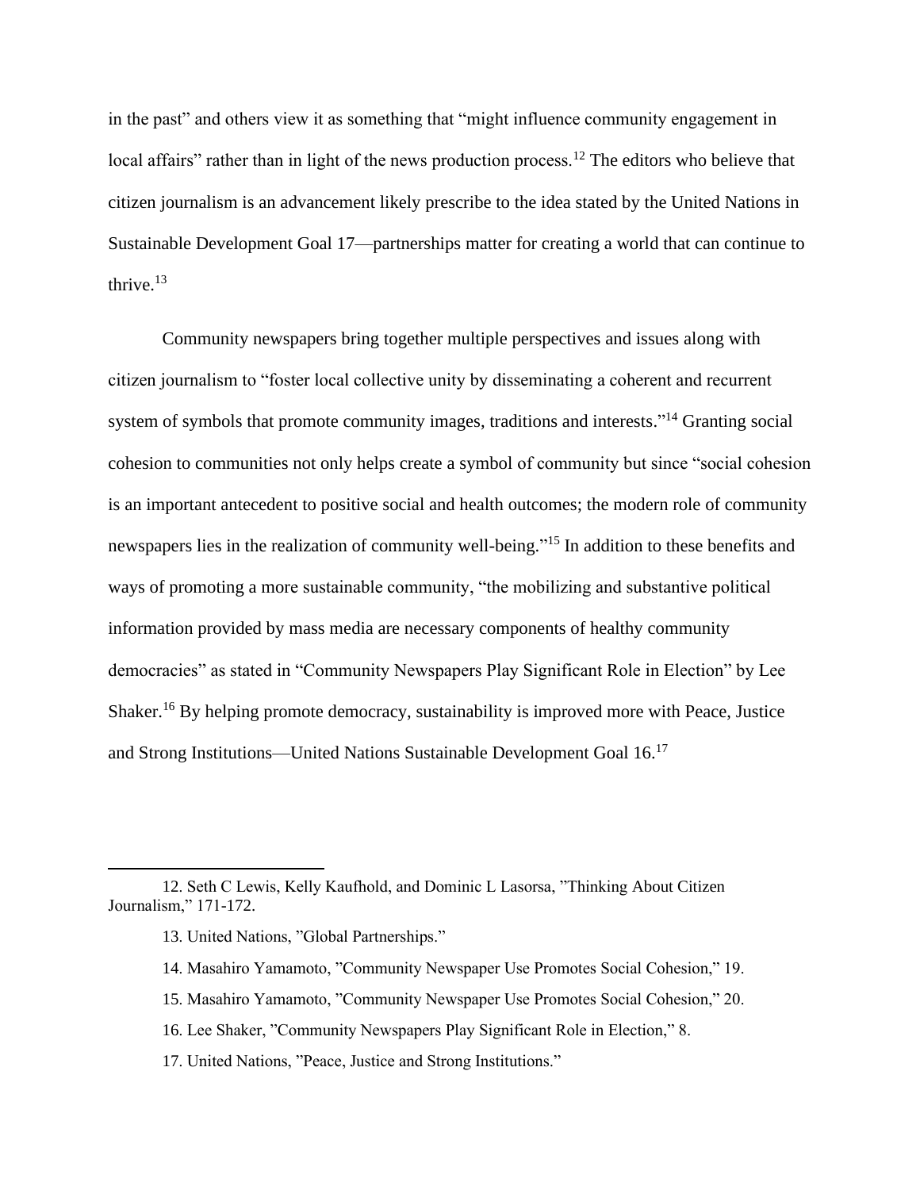in the past" and others view it as something that "might influence community engagement in local affairs" rather than in light of the news production process.[12] The editors who believe that citizen journalism is an advancement likely prescribe to the idea stated by the United Nations in Sustainable Development Goal 17—partnerships matter for creating a world that can continue to thrive.[13]

Community newspapers bring together multiple perspectives and issues along with citizen journalism to "foster local collective unity by disseminating a coherent and recurrent system of symbols that promote community images, traditions and interests."[14] Granting social cohesion to communities not only helps create a symbol of community but since "social cohesion is an important antecedent to positive social and health outcomes; the modern role of community newspapers lies in the realization of community well-being."[15] In addition to these benefits and ways of promoting a more sustainable community, "the mobilizing and substantive political information provided by mass media are necessary components of healthy community democracies" as stated in "Community Newspapers Play Significant Role in Election" by Lee Shaker.[16] By helping promote democracy, sustainability is improved more with Peace, Justice and Strong Institutions—United Nations Sustainable Development Goal 16.[17]

---

12. Seth C Lewis, Kelly Kaufhold, and Dominic L Lasorsa, "Thinking About Citizen Journalism," 171-172.

13. United Nations, "Global Partnerships."

14. Masahiro Yamamoto, "Community Newspaper Use Promotes Social Cohesion," 19.

15. Masahiro Yamamoto, "Community Newspaper Use Promotes Social Cohesion," 20.

16. Lee Shaker, "Community Newspapers Play Significant Role in Election," 8.

17. United Nations, "Peace, Justice and Strong Institutions."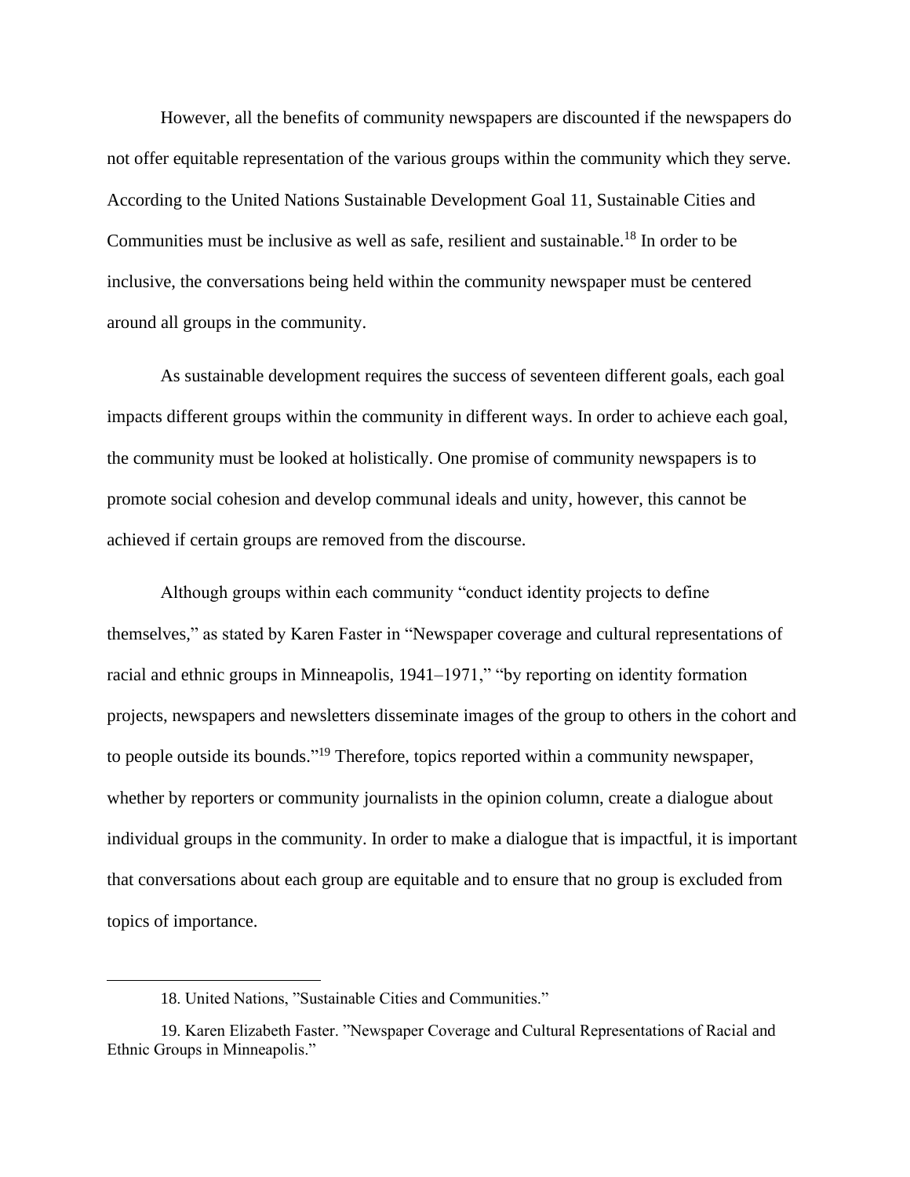However, all the benefits of community newspapers are discounted if the newspapers do not offer equitable representation of the various groups within the community which they serve. According to the United Nations Sustainable Development Goal 11, Sustainable Cities and Communities must be inclusive as well as safe, resilient and sustainable.[18] In order to be inclusive, the conversations being held within the community newspaper must be centered around all groups in the community.

As sustainable development requires the success of seventeen different goals, each goal impacts different groups within the community in different ways. In order to achieve each goal, the community must be looked at holistically. One promise of community newspapers is to promote social cohesion and develop communal ideals and unity, however, this cannot be achieved if certain groups are removed from the discourse.

Although groups within each community "conduct identity projects to define themselves," as stated by Karen Faster in "Newspaper coverage and cultural representations of racial and ethnic groups in Minneapolis, 1941–1971," "by reporting on identity formation projects, newspapers and newsletters disseminate images of the group to others in the cohort and to people outside its bounds."[19] Therefore, topics reported within a community newspaper, whether by reporters or community journalists in the opinion column, create a dialogue about individual groups in the community. In order to make a dialogue that is impactful, it is important that conversations about each group are equitable and to ensure that no group is excluded from topics of importance.

---

18. United Nations, "Sustainable Cities and Communities."

19. Karen Elizabeth Faster. "Newspaper Coverage and Cultural Representations of Racial and Ethnic Groups in Minneapolis."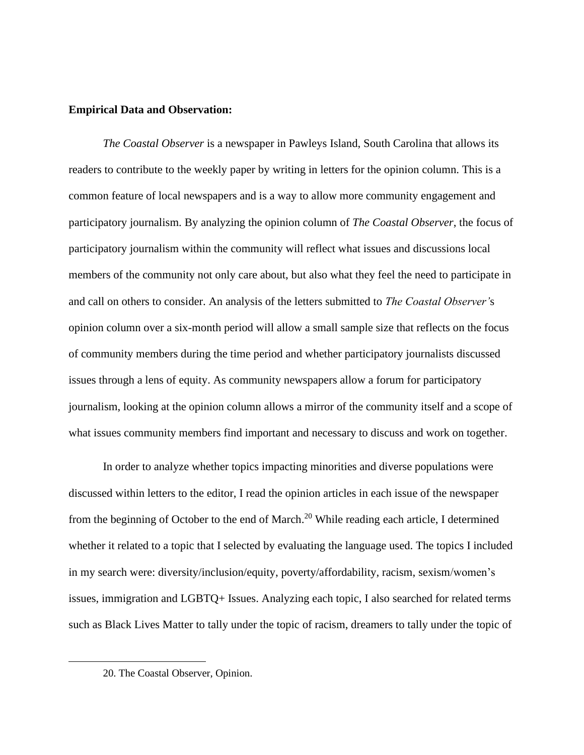**Empirical Data and Observation:**

*The Coastal Observer* is a newspaper in Pawleys Island, South Carolina that allows its readers to contribute to the weekly paper by writing in letters for the opinion column. This is a common feature of local newspapers and is a way to allow more community engagement and participatory journalism. By analyzing the opinion column of *The Coastal Observer*, the focus of participatory journalism within the community will reflect what issues and discussions local members of the community not only care about, but also what they feel the need to participate in and call on others to consider. An analysis of the letters submitted to *The Coastal Observer'*s opinion column over a six-month period will allow a small sample size that reflects on the focus of community members during the time period and whether participatory journalists discussed issues through a lens of equity. As community newspapers allow a forum for participatory journalism, looking at the opinion column allows a mirror of the community itself and a scope of what issues community members find important and necessary to discuss and work on together.

In order to analyze whether topics impacting minorities and diverse populations were discussed within letters to the editor, I read the opinion articles in each issue of the newspaper from the beginning of October to the end of March.[20] While reading each article, I determined whether it related to a topic that I selected by evaluating the language used. The topics I included in my search were: diversity/inclusion/equity, poverty/affordability, racism, sexism/women's issues, immigration and LGBTQ+ Issues. Analyzing each topic, I also searched for related terms such as Black Lives Matter to tally under the topic of racism, dreamers to tally under the topic of

---

20. The Coastal Observer, Opinion.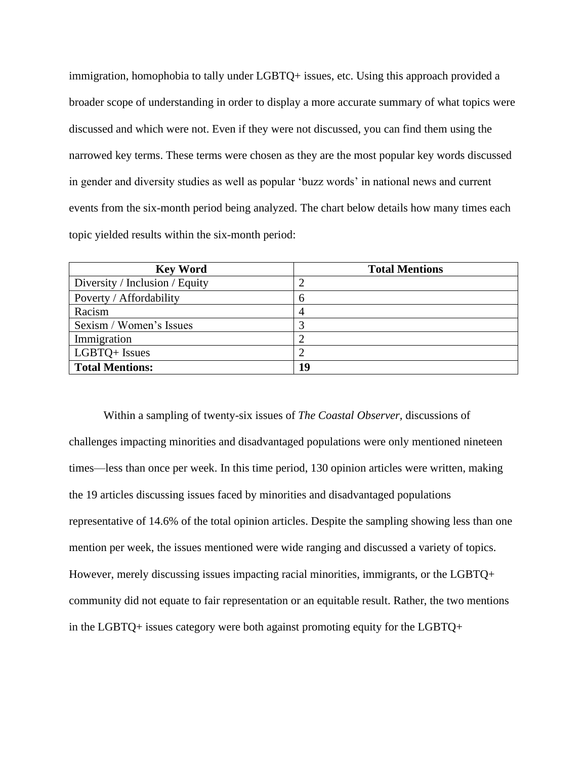immigration, homophobia to tally under LGBTQ+ issues, etc. Using this approach provided a broader scope of understanding in order to display a more accurate summary of what topics were discussed and which were not. Even if they were not discussed, you can find them using the narrowed key terms. These terms were chosen as they are the most popular key words discussed in gender and diversity studies as well as popular 'buzz words' in national news and current events from the six-month period being analyzed. The chart below details how many times each topic yielded results within the six-month period:

| **Key Word** | **Total Mentions** |
|---|---|
| Diversity / Inclusion / Equity | 2 |
| Poverty / Affordability | 6 |
| Racism | 4 |
| Sexism / Women's Issues | 3 |
| Immigration | 2 |
| LGBTQ+ Issues | 2 |
| **Total Mentions:** | **19** |

Within a sampling of twenty-six issues of *The Coastal Observer,* discussions of challenges impacting minorities and disadvantaged populations were only mentioned nineteen times—less than once per week. In this time period, 130 opinion articles were written, making the 19 articles discussing issues faced by minorities and disadvantaged populations representative of 14.6% of the total opinion articles. Despite the sampling showing less than one mention per week, the issues mentioned were wide ranging and discussed a variety of topics. However, merely discussing issues impacting racial minorities, immigrants, or the LGBTQ+ community did not equate to fair representation or an equitable result. Rather, the two mentions in the LGBTQ+ issues category were both against promoting equity for the LGBTQ+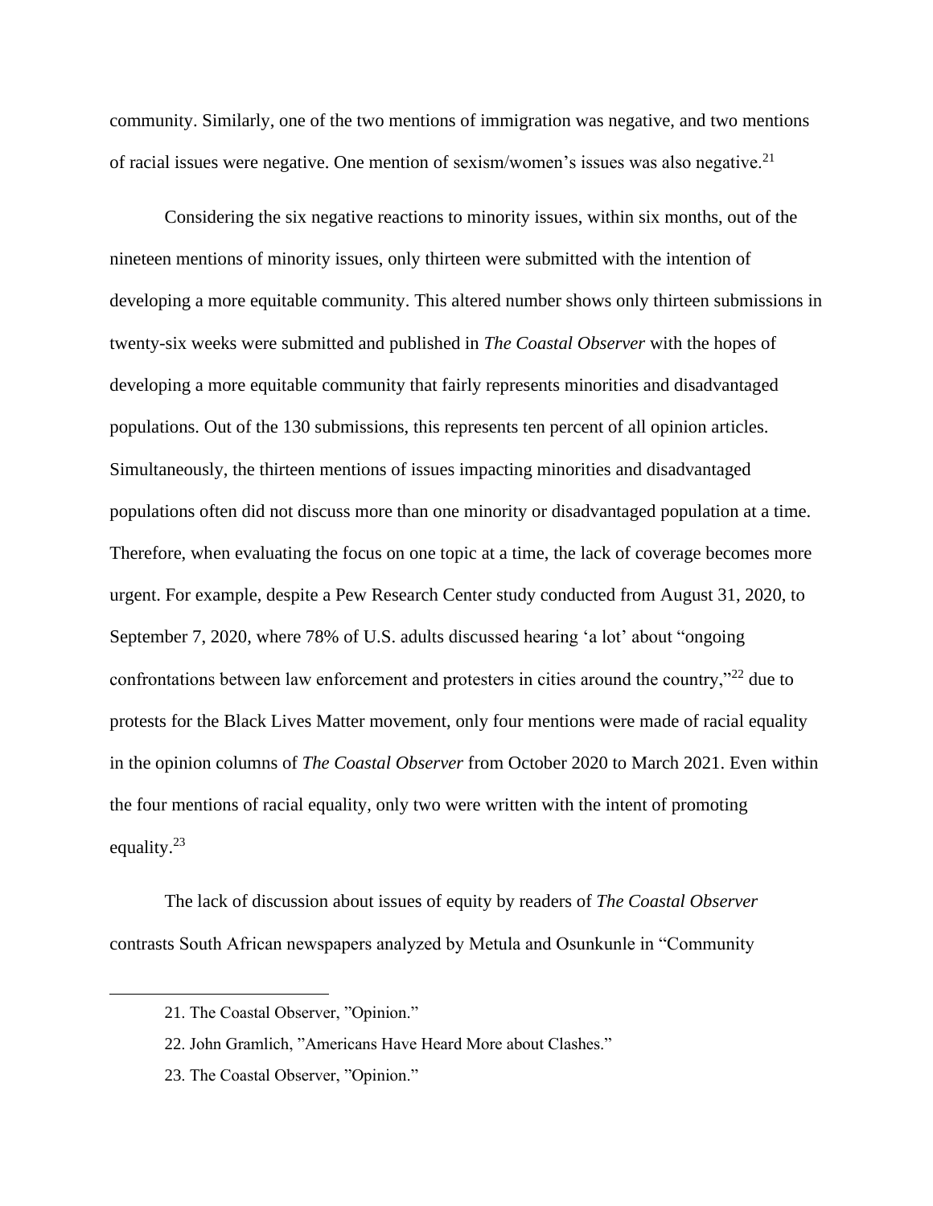community. Similarly, one of the two mentions of immigration was negative, and two mentions of racial issues were negative. One mention of sexism/women's issues was also negative.[21]

Considering the six negative reactions to minority issues, within six months, out of the nineteen mentions of minority issues, only thirteen were submitted with the intention of developing a more equitable community. This altered number shows only thirteen submissions in twenty-six weeks were submitted and published in *The Coastal Observer* with the hopes of developing a more equitable community that fairly represents minorities and disadvantaged populations. Out of the 130 submissions, this represents ten percent of all opinion articles. Simultaneously, the thirteen mentions of issues impacting minorities and disadvantaged populations often did not discuss more than one minority or disadvantaged population at a time. Therefore, when evaluating the focus on one topic at a time, the lack of coverage becomes more urgent. For example, despite a Pew Research Center study conducted from August 31, 2020, to September 7, 2020, where 78% of U.S. adults discussed hearing 'a lot' about "ongoing confrontations between law enforcement and protesters in cities around the country,"[22] due to protests for the Black Lives Matter movement, only four mentions were made of racial equality in the opinion columns of *The Coastal Observer* from October 2020 to March 2021. Even within the four mentions of racial equality, only two were written with the intent of promoting equality.[23]

The lack of discussion about issues of equity by readers of *The Coastal Observer* contrasts South African newspapers analyzed by Metula and Osunkunle in "Community

21. The Coastal Observer, "Opinion."

22. John Gramlich, "Americans Have Heard More about Clashes."

23. The Coastal Observer, "Opinion."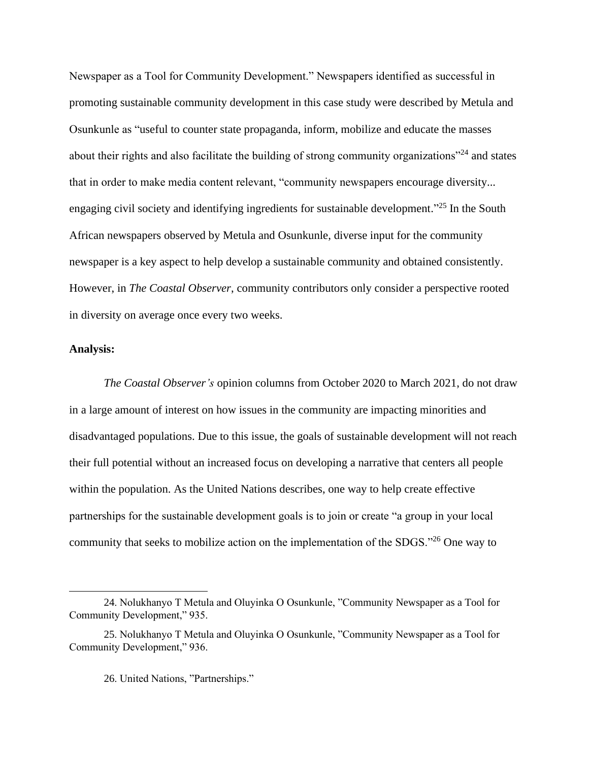Newspaper as a Tool for Community Development." Newspapers identified as successful in promoting sustainable community development in this case study were described by Metula and Osunkunle as "useful to counter state propaganda, inform, mobilize and educate the masses about their rights and also facilitate the building of strong community organizations"[24] and states that in order to make media content relevant, "community newspapers encourage diversity... engaging civil society and identifying ingredients for sustainable development."[25] In the South African newspapers observed by Metula and Osunkunle, diverse input for the community newspaper is a key aspect to help develop a sustainable community and obtained consistently. However, in *The Coastal Observer*, community contributors only consider a perspective rooted in diversity on average once every two weeks.

**Analysis:**

*The Coastal Observer's* opinion columns from October 2020 to March 2021, do not draw in a large amount of interest on how issues in the community are impacting minorities and disadvantaged populations. Due to this issue, the goals of sustainable development will not reach their full potential without an increased focus on developing a narrative that centers all people within the population. As the United Nations describes, one way to help create effective partnerships for the sustainable development goals is to join or create "a group in your local community that seeks to mobilize action on the implementation of the SDGS."[26] One way to

---

24. Nolukhanyo T Metula and Oluyinka O Osunkunle, "Community Newspaper as a Tool for Community Development," 935.

25. Nolukhanyo T Metula and Oluyinka O Osunkunle, "Community Newspaper as a Tool for Community Development," 936.

26. United Nations, "Partnerships."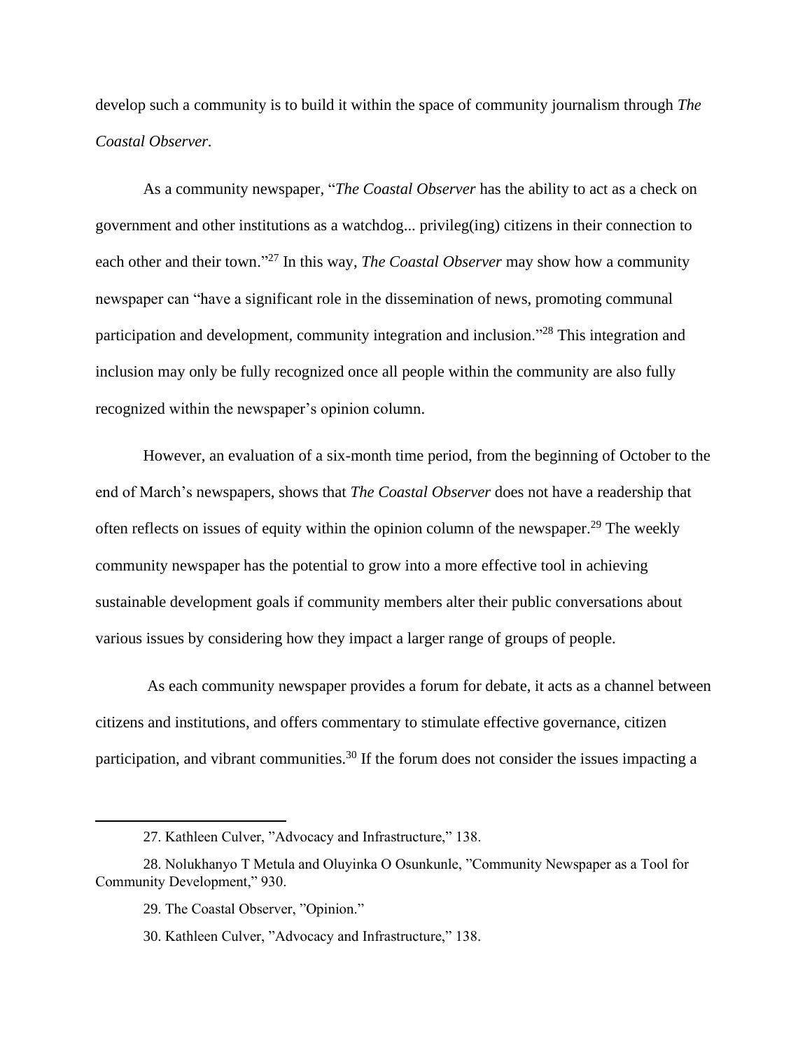develop such a community is to build it within the space of community journalism through *The Coastal Observer.*

As a community newspaper, "*The Coastal Observer* has the ability to act as a check on government and other institutions as a watchdog... privileg(ing) citizens in their connection to each other and their town."[27] In this way, *The Coastal Observer* may show how a community newspaper can "have a significant role in the dissemination of news, promoting communal participation and development, community integration and inclusion."[28] This integration and inclusion may only be fully recognized once all people within the community are also fully recognized within the newspaper's opinion column.

However, an evaluation of a six-month time period, from the beginning of October to the end of March's newspapers, shows that *The Coastal Observer* does not have a readership that often reflects on issues of equity within the opinion column of the newspaper.[29] The weekly community newspaper has the potential to grow into a more effective tool in achieving sustainable development goals if community members alter their public conversations about various issues by considering how they impact a larger range of groups of people.

As each community newspaper provides a forum for debate, it acts as a channel between citizens and institutions, and offers commentary to stimulate effective governance, citizen participation, and vibrant communities.[30] If the forum does not consider the issues impacting a

---

27. Kathleen Culver, "Advocacy and Infrastructure," 138.

28. Nolukhanyo T Metula and Oluyinka O Osunkunle, "Community Newspaper as a Tool for Community Development," 930.

29. The Coastal Observer, "Opinion."

30. Kathleen Culver, "Advocacy and Infrastructure," 138.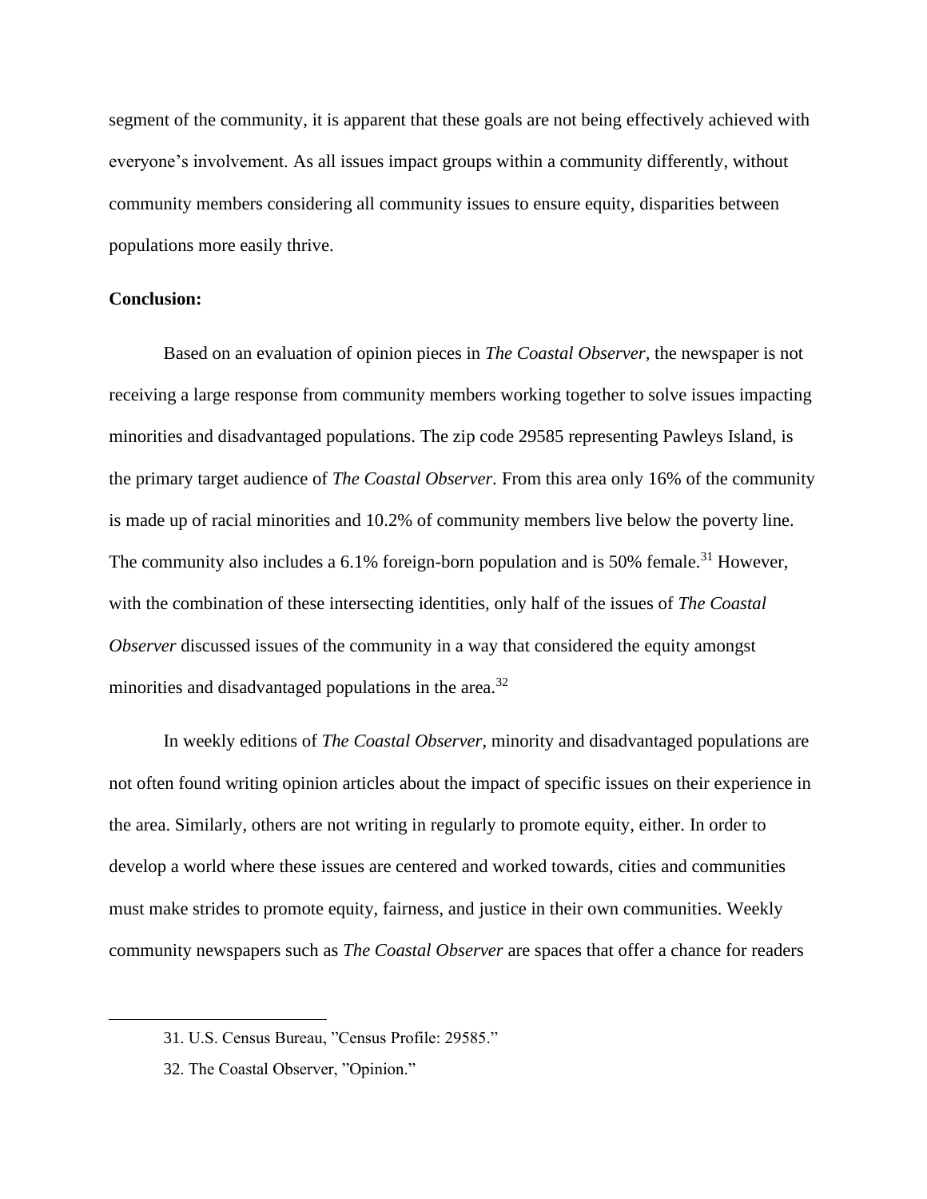segment of the community, it is apparent that these goals are not being effectively achieved with everyone's involvement. As all issues impact groups within a community differently, without community members considering all community issues to ensure equity, disparities between populations more easily thrive.

**Conclusion:**

Based on an evaluation of opinion pieces in *The Coastal Observer*, the newspaper is not receiving a large response from community members working together to solve issues impacting minorities and disadvantaged populations. The zip code 29585 representing Pawleys Island, is the primary target audience of *The Coastal Observer.* From this area only 16% of the community is made up of racial minorities and 10.2% of community members live below the poverty line. The community also includes a 6.1% foreign-born population and is 50% female.[31] However, with the combination of these intersecting identities, only half of the issues of *The Coastal Observer* discussed issues of the community in a way that considered the equity amongst minorities and disadvantaged populations in the area.[32]

In weekly editions of *The Coastal Observer*, minority and disadvantaged populations are not often found writing opinion articles about the impact of specific issues on their experience in the area. Similarly, others are not writing in regularly to promote equity, either. In order to develop a world where these issues are centered and worked towards, cities and communities must make strides to promote equity, fairness, and justice in their own communities. Weekly community newspapers such as *The Coastal Observer* are spaces that offer a chance for readers

31. U.S. Census Bureau, "Census Profile: 29585."

32. The Coastal Observer, "Opinion."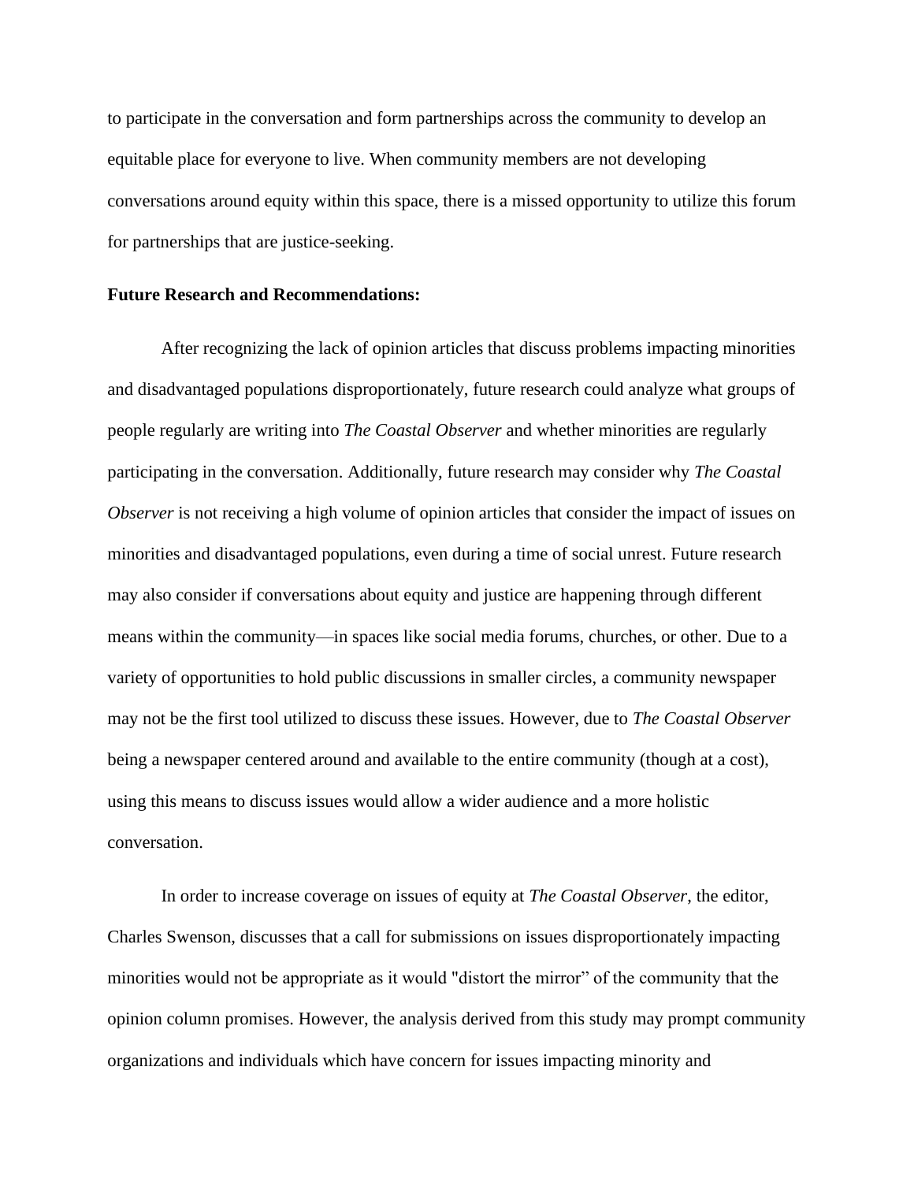to participate in the conversation and form partnerships across the community to develop an equitable place for everyone to live. When community members are not developing conversations around equity within this space, there is a missed opportunity to utilize this forum for partnerships that are justice-seeking.

**Future Research and Recommendations:**

After recognizing the lack of opinion articles that discuss problems impacting minorities and disadvantaged populations disproportionately, future research could analyze what groups of people regularly are writing into *The Coastal Observer* and whether minorities are regularly participating in the conversation. Additionally, future research may consider why *The Coastal Observer* is not receiving a high volume of opinion articles that consider the impact of issues on minorities and disadvantaged populations, even during a time of social unrest. Future research may also consider if conversations about equity and justice are happening through different means within the community—in spaces like social media forums, churches, or other. Due to a variety of opportunities to hold public discussions in smaller circles, a community newspaper may not be the first tool utilized to discuss these issues. However, due to *The Coastal Observer* being a newspaper centered around and available to the entire community (though at a cost), using this means to discuss issues would allow a wider audience and a more holistic conversation.

In order to increase coverage on issues of equity at *The Coastal Observer*, the editor, Charles Swenson, discusses that a call for submissions on issues disproportionately impacting minorities would not be appropriate as it would "distort the mirror" of the community that the opinion column promises. However, the analysis derived from this study may prompt community organizations and individuals which have concern for issues impacting minority and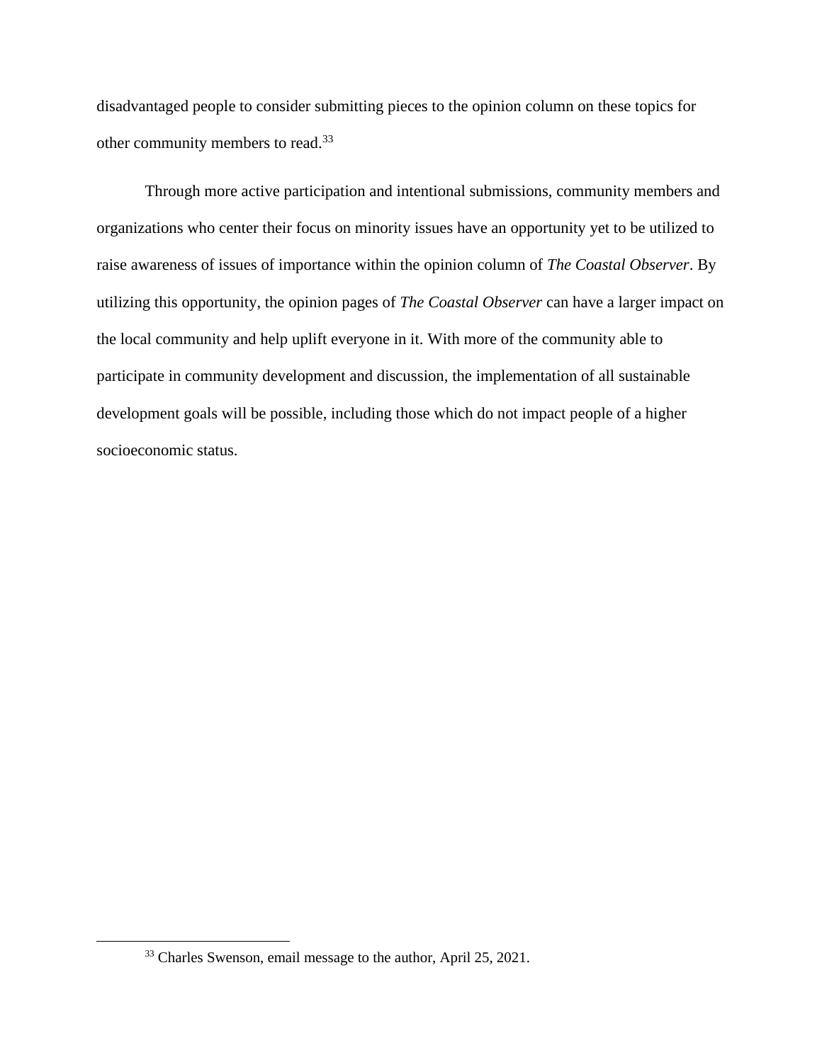disadvantaged people to consider submitting pieces to the opinion column on these topics for other community members to read.[33]

Through more active participation and intentional submissions, community members and organizations who center their focus on minority issues have an opportunity yet to be utilized to raise awareness of issues of importance within the opinion column of *The Coastal Observer*. By utilizing this opportunity, the opinion pages of *The Coastal Observer* can have a larger impact on the local community and help uplift everyone in it. With more of the community able to participate in community development and discussion, the implementation of all sustainable development goals will be possible, including those which do not impact people of a higher socioeconomic status.

[33] Charles Swenson, email message to the author, April 25, 2021.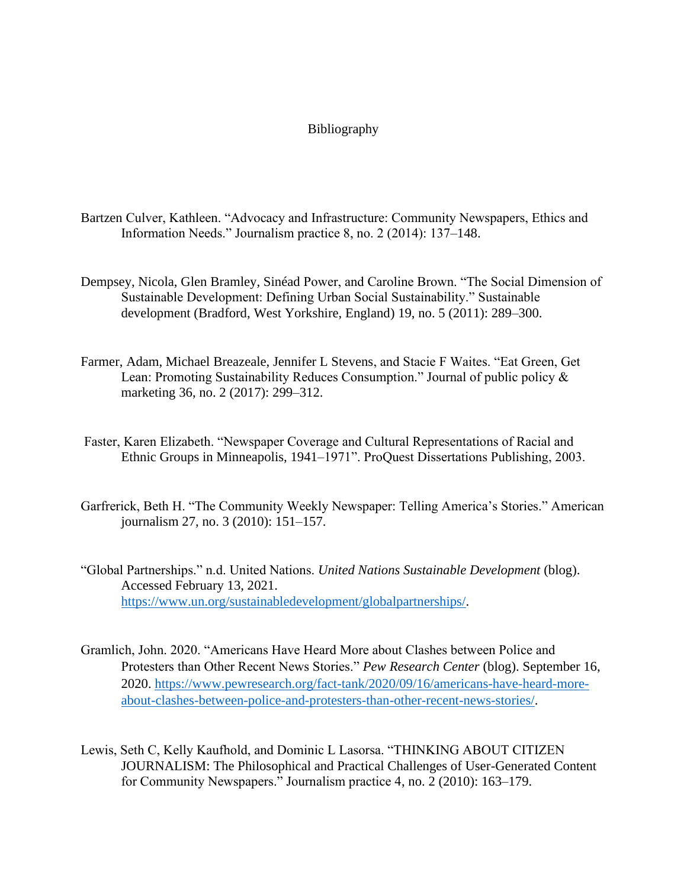# Bibliography

Bartzen Culver, Kathleen. "Advocacy and Infrastructure: Community Newspapers, Ethics and Information Needs." Journalism practice 8, no. 2 (2014): 137–148.

Dempsey, Nicola, Glen Bramley, Sinéad Power, and Caroline Brown. "The Social Dimension of Sustainable Development: Defining Urban Social Sustainability." Sustainable development (Bradford, West Yorkshire, England) 19, no. 5 (2011): 289–300.

Farmer, Adam, Michael Breazeale, Jennifer L Stevens, and Stacie F Waites. "Eat Green, Get Lean: Promoting Sustainability Reduces Consumption." Journal of public policy & marketing 36, no. 2 (2017): 299–312.

Faster, Karen Elizabeth. "Newspaper Coverage and Cultural Representations of Racial and Ethnic Groups in Minneapolis, 1941–1971". ProQuest Dissertations Publishing, 2003.

Garfrerick, Beth H. "The Community Weekly Newspaper: Telling America's Stories." American journalism 27, no. 3 (2010): 151–157.

"Global Partnerships." n.d. United Nations. *United Nations Sustainable Development* (blog). Accessed February 13, 2021. https://www.un.org/sustainabledevelopment/globalpartnerships/.

Gramlich, John. 2020. "Americans Have Heard More about Clashes between Police and Protesters than Other Recent News Stories." *Pew Research Center* (blog). September 16, 2020. https://www.pewresearch.org/fact-tank/2020/09/16/americans-have-heard-more-about-clashes-between-police-and-protesters-than-other-recent-news-stories/.

Lewis, Seth C, Kelly Kaufhold, and Dominic L Lasorsa. "THINKING ABOUT CITIZEN JOURNALISM: The Philosophical and Practical Challenges of User-Generated Content for Community Newspapers." Journalism practice 4, no. 2 (2010): 163–179.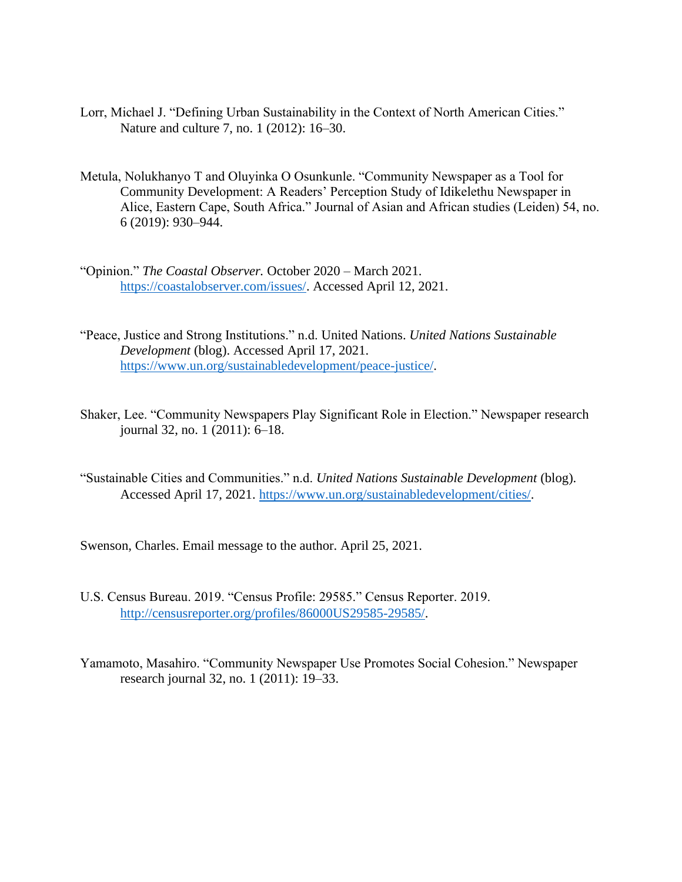Lorr, Michael J. "Defining Urban Sustainability in the Context of North American Cities." Nature and culture 7, no. 1 (2012): 16–30.

Metula, Nolukhanyo T and Oluyinka O Osunkunle. "Community Newspaper as a Tool for Community Development: A Readers' Perception Study of Idikelethu Newspaper in Alice, Eastern Cape, South Africa." Journal of Asian and African studies (Leiden) 54, no. 6 (2019): 930–944.

"Opinion." *The Coastal Observer.* October 2020 – March 2021. https://coastalobserver.com/issues/. Accessed April 12, 2021.

"Peace, Justice and Strong Institutions." n.d. United Nations. *United Nations Sustainable Development* (blog). Accessed April 17, 2021. https://www.un.org/sustainabledevelopment/peace-justice/.

Shaker, Lee. "Community Newspapers Play Significant Role in Election." Newspaper research journal 32, no. 1 (2011): 6–18.

"Sustainable Cities and Communities." n.d. *United Nations Sustainable Development* (blog). Accessed April 17, 2021. https://www.un.org/sustainabledevelopment/cities/.

Swenson, Charles. Email message to the author. April 25, 2021.

U.S. Census Bureau. 2019. "Census Profile: 29585." Census Reporter. 2019. http://censusreporter.org/profiles/86000US29585-29585/.

Yamamoto, Masahiro. "Community Newspaper Use Promotes Social Cohesion." Newspaper research journal 32, no. 1 (2011): 19–33.